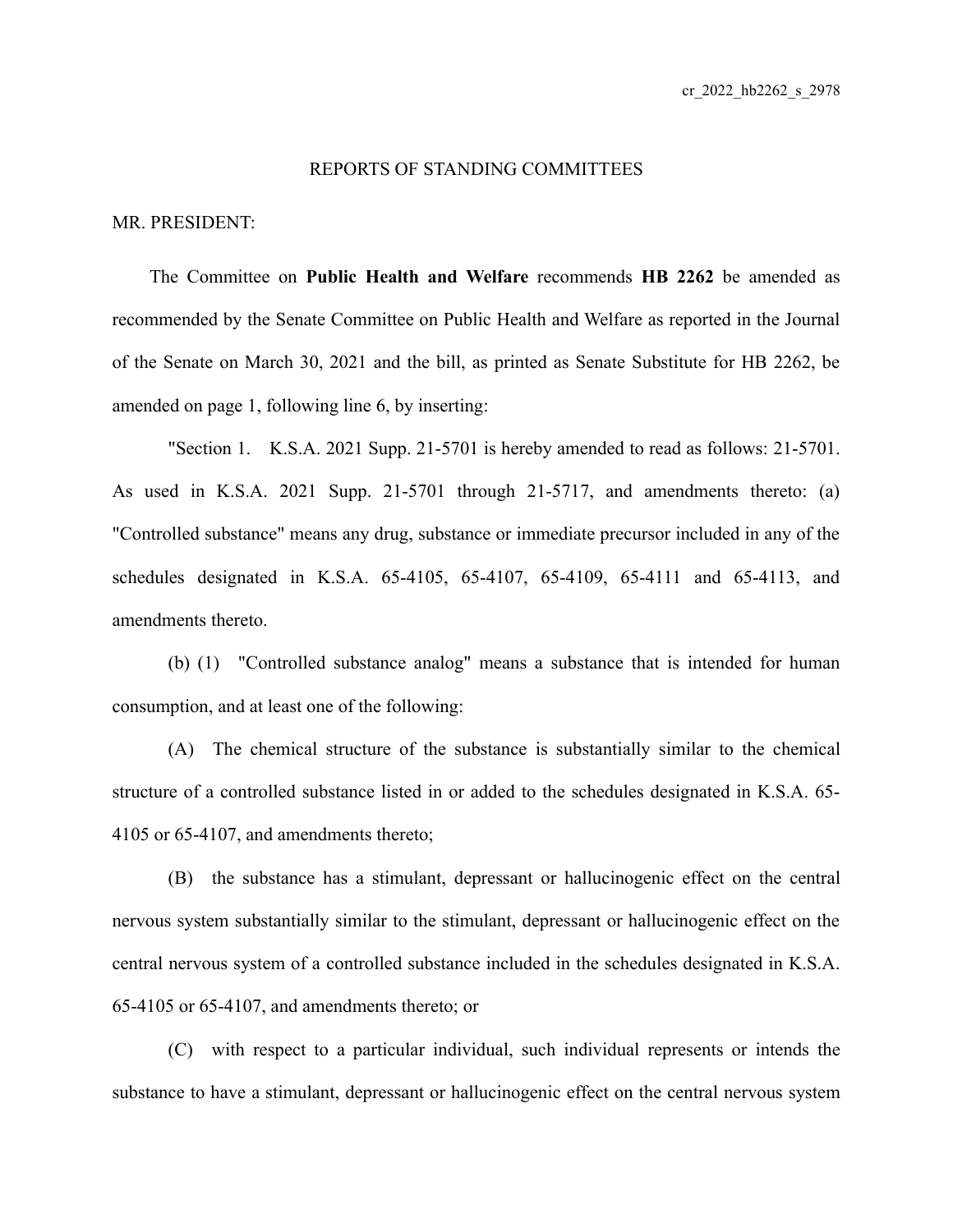REPORTS OF STANDING COMMITTEES

MR. PRESIDENT:

The Committee on **Public Health and Welfare** recommends **HB 2262** be amended as recommended by the Senate Committee on Public Health and Welfare as reported in the Journal of the Senate on March 30, 2021 and the bill, as printed as Senate Substitute for HB 2262, be amended on page 1, following line 6, by inserting:

"Section 1. K.S.A. 2021 Supp. 21-5701 is hereby amended to read as follows: 21-5701. As used in K.S.A. 2021 Supp. 21-5701 through 21-5717, and amendments thereto: (a) "Controlled substance" means any drug, substance or immediate precursor included in any of the schedules designated in K.S.A. 65-4105, 65-4107, 65-4109, 65-4111 and 65-4113, and amendments thereto.

(b) (1) "Controlled substance analog" means a substance that is intended for human consumption, and at least one of the following:

(A) The chemical structure of the substance is substantially similar to the chemical structure of a controlled substance listed in or added to the schedules designated in K.S.A. 65-4105 or 65-4107, and amendments thereto;

(B) the substance has a stimulant, depressant or hallucinogenic effect on the central nervous system substantially similar to the stimulant, depressant or hallucinogenic effect on the central nervous system of a controlled substance included in the schedules designated in K.S.A. 65-4105 or 65-4107, and amendments thereto; or

(C) with respect to a particular individual, such individual represents or intends the substance to have a stimulant, depressant or hallucinogenic effect on the central nervous system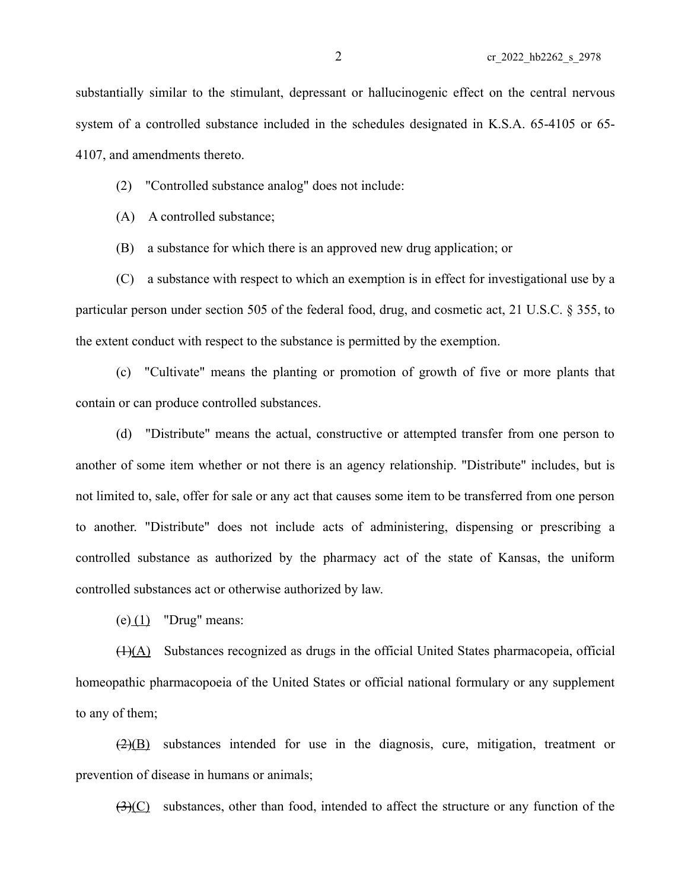substantially similar to the stimulant, depressant or hallucinogenic effect on the central nervous system of a controlled substance included in the schedules designated in K.S.A. 65-4105 or 65-4107, and amendments thereto.

(2) "Controlled substance analog" does not include:

(A) A controlled substance;

(B) a substance for which there is an approved new drug application; or

(C) a substance with respect to which an exemption is in effect for investigational use by a particular person under section 505 of the federal food, drug, and cosmetic act, 21 U.S.C. § 355, to the extent conduct with respect to the substance is permitted by the exemption.

(c) "Cultivate" means the planting or promotion of growth of five or more plants that contain or can produce controlled substances.

(d) "Distribute" means the actual, constructive or attempted transfer from one person to another of some item whether or not there is an agency relationship. "Distribute" includes, but is not limited to, sale, offer for sale or any act that causes some item to be transferred from one person to another. "Distribute" does not include acts of administering, dispensing or prescribing a controlled substance as authorized by the pharmacy act of the state of Kansas, the uniform controlled substances act or otherwise authorized by law.

(e) (1) "Drug" means:

~~(1)~~(A) Substances recognized as drugs in the official United States pharmacopeia, official homeopathic pharmacopoeia of the United States or official national formulary or any supplement to any of them;

~~(2)~~(B) substances intended for use in the diagnosis, cure, mitigation, treatment or prevention of disease in humans or animals;

~~(3)~~(C) substances, other than food, intended to affect the structure or any function of the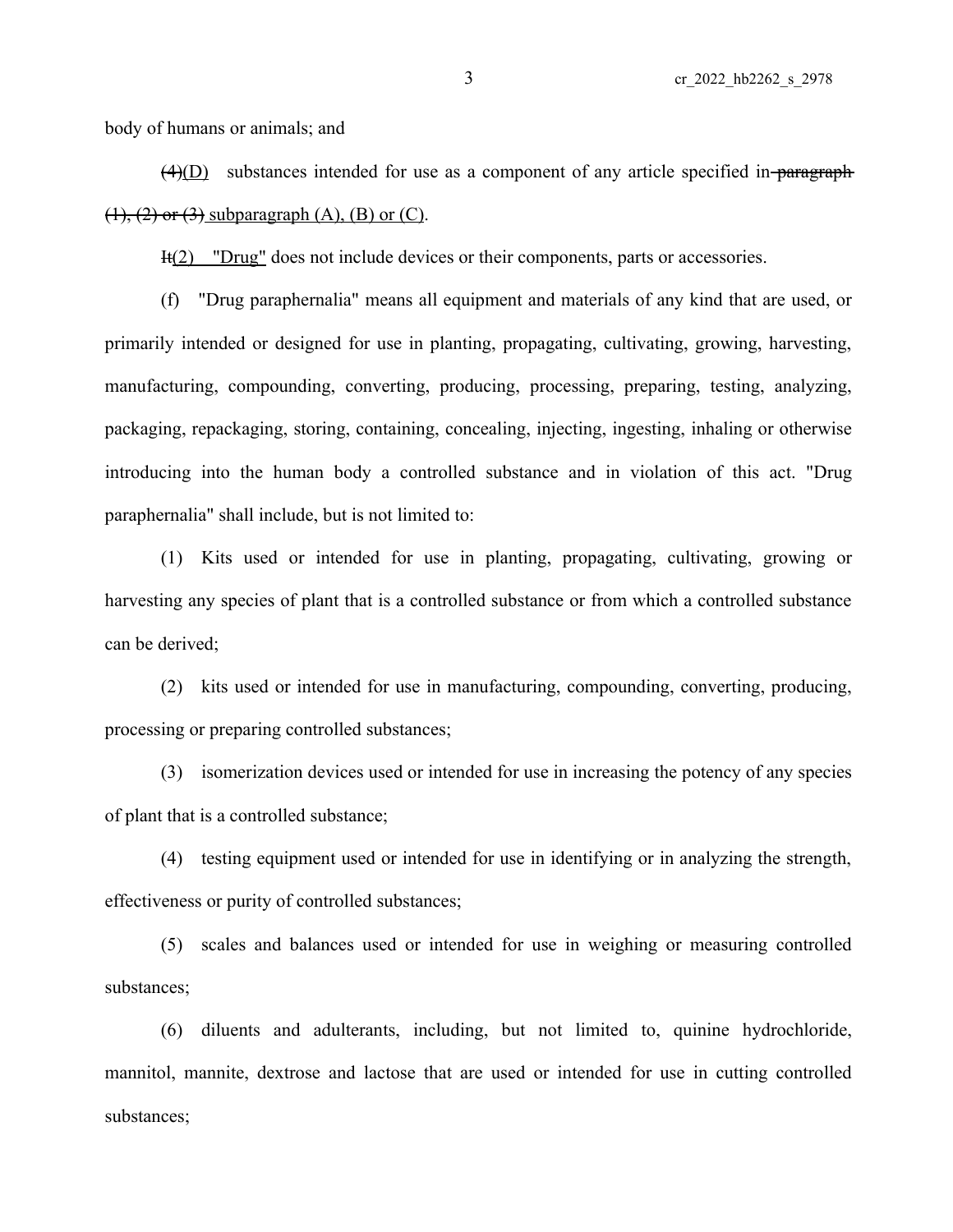body of humans or animals; and

~~(4)~~(D) substances intended for use as a component of any article specified in ~~paragraph (1), (2) or (3)~~ subparagraph (A), (B) or (C).

~~It~~(2) "Drug" does not include devices or their components, parts or accessories.

(f) "Drug paraphernalia" means all equipment and materials of any kind that are used, or primarily intended or designed for use in planting, propagating, cultivating, growing, harvesting, manufacturing, compounding, converting, producing, processing, preparing, testing, analyzing, packaging, repackaging, storing, containing, concealing, injecting, ingesting, inhaling or otherwise introducing into the human body a controlled substance and in violation of this act. "Drug paraphernalia" shall include, but is not limited to:

(1) Kits used or intended for use in planting, propagating, cultivating, growing or harvesting any species of plant that is a controlled substance or from which a controlled substance can be derived;

(2) kits used or intended for use in manufacturing, compounding, converting, producing, processing or preparing controlled substances;

(3) isomerization devices used or intended for use in increasing the potency of any species of plant that is a controlled substance;

(4) testing equipment used or intended for use in identifying or in analyzing the strength, effectiveness or purity of controlled substances;

(5) scales and balances used or intended for use in weighing or measuring controlled substances;

(6) diluents and adulterants, including, but not limited to, quinine hydrochloride, mannitol, mannite, dextrose and lactose that are used or intended for use in cutting controlled substances;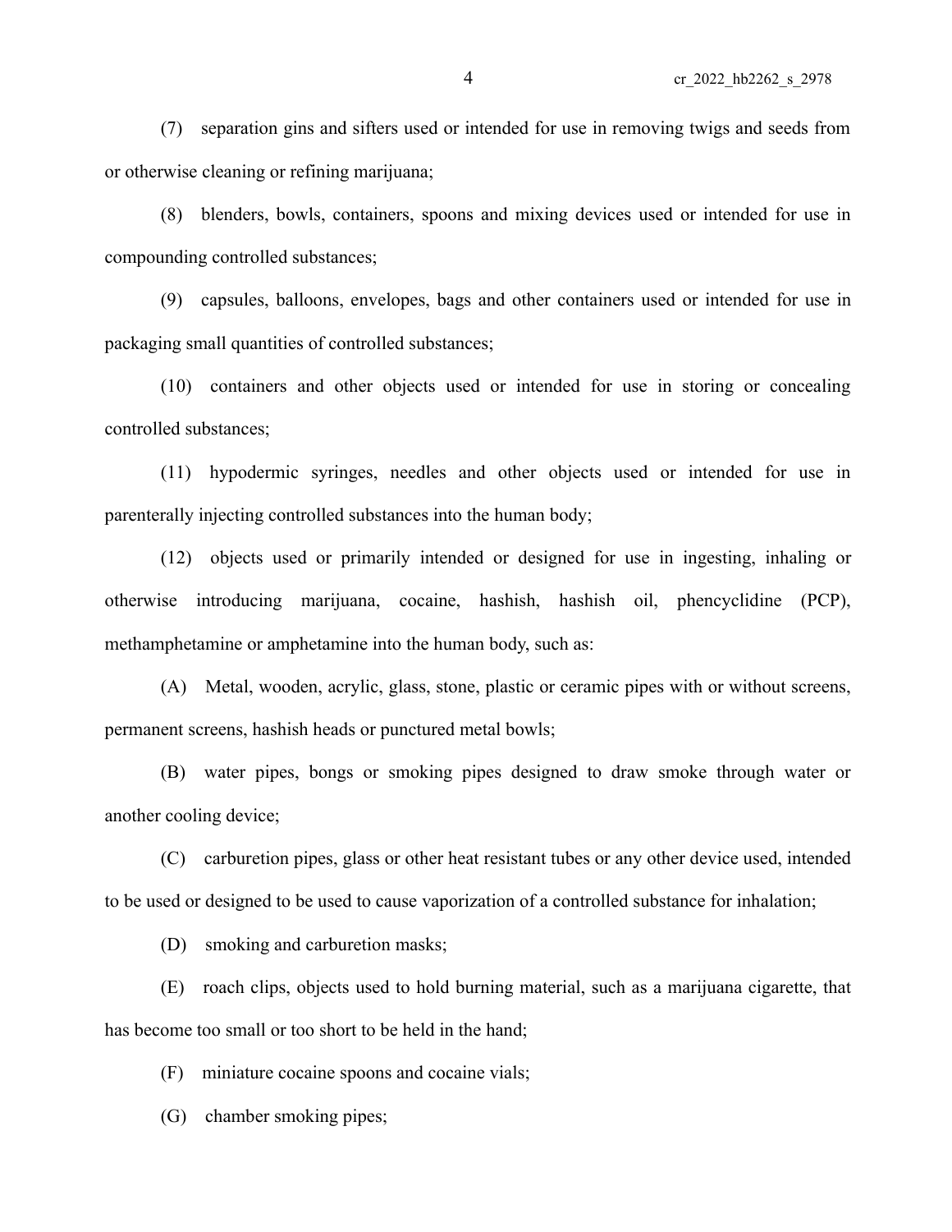(7) separation gins and sifters used or intended for use in removing twigs and seeds from or otherwise cleaning or refining marijuana;

(8) blenders, bowls, containers, spoons and mixing devices used or intended for use in compounding controlled substances;

(9) capsules, balloons, envelopes, bags and other containers used or intended for use in packaging small quantities of controlled substances;

(10) containers and other objects used or intended for use in storing or concealing controlled substances;

(11) hypodermic syringes, needles and other objects used or intended for use in parenterally injecting controlled substances into the human body;

(12) objects used or primarily intended or designed for use in ingesting, inhaling or otherwise introducing marijuana, cocaine, hashish, hashish oil, phencyclidine (PCP), methamphetamine or amphetamine into the human body, such as:

(A) Metal, wooden, acrylic, glass, stone, plastic or ceramic pipes with or without screens, permanent screens, hashish heads or punctured metal bowls;

(B) water pipes, bongs or smoking pipes designed to draw smoke through water or another cooling device;

(C) carburetion pipes, glass or other heat resistant tubes or any other device used, intended to be used or designed to be used to cause vaporization of a controlled substance for inhalation;

(D) smoking and carburetion masks;

(E) roach clips, objects used to hold burning material, such as a marijuana cigarette, that has become too small or too short to be held in the hand;

(F) miniature cocaine spoons and cocaine vials;

(G) chamber smoking pipes;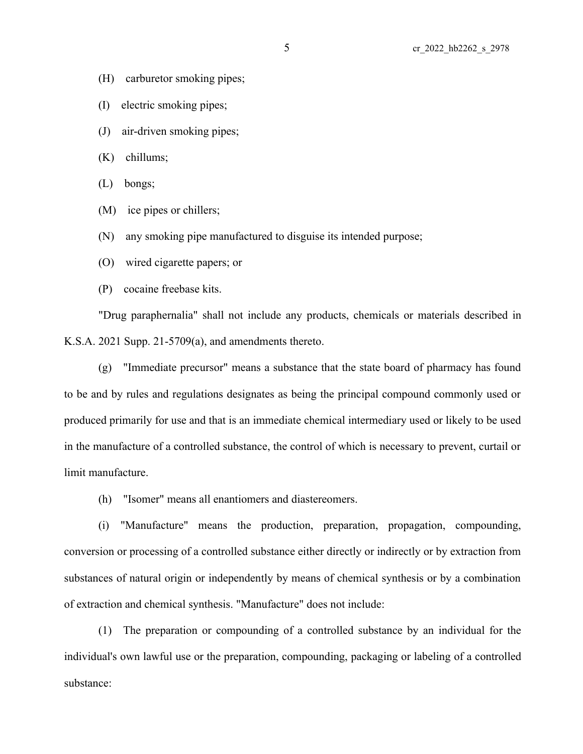(H) carburetor smoking pipes;

(I) electric smoking pipes;

(J) air-driven smoking pipes;

(K) chillums;

(L) bongs;

(M) ice pipes or chillers;

(N) any smoking pipe manufactured to disguise its intended purpose;

(O) wired cigarette papers; or

(P) cocaine freebase kits.

"Drug paraphernalia" shall not include any products, chemicals or materials described in K.S.A. 2021 Supp. 21-5709(a), and amendments thereto.

(g) "Immediate precursor" means a substance that the state board of pharmacy has found to be and by rules and regulations designates as being the principal compound commonly used or produced primarily for use and that is an immediate chemical intermediary used or likely to be used in the manufacture of a controlled substance, the control of which is necessary to prevent, curtail or limit manufacture.

(h) "Isomer" means all enantiomers and diastereomers.

(i) "Manufacture" means the production, preparation, propagation, compounding, conversion or processing of a controlled substance either directly or indirectly or by extraction from substances of natural origin or independently by means of chemical synthesis or by a combination of extraction and chemical synthesis. "Manufacture" does not include:

(1) The preparation or compounding of a controlled substance by an individual for the individual's own lawful use or the preparation, compounding, packaging or labeling of a controlled substance: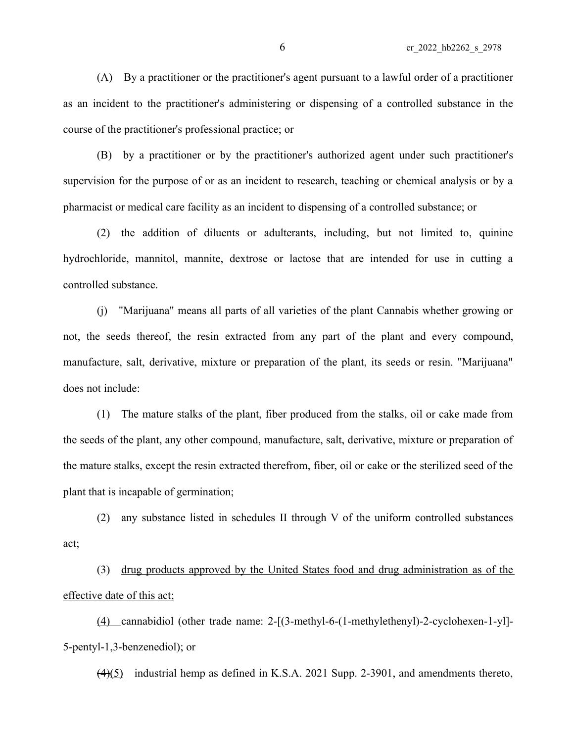(A) By a practitioner or the practitioner's agent pursuant to a lawful order of a practitioner as an incident to the practitioner's administering or dispensing of a controlled substance in the course of the practitioner's professional practice; or

(B) by a practitioner or by the practitioner's authorized agent under such practitioner's supervision for the purpose of or as an incident to research, teaching or chemical analysis or by a pharmacist or medical care facility as an incident to dispensing of a controlled substance; or

(2) the addition of diluents or adulterants, including, but not limited to, quinine hydrochloride, mannitol, mannite, dextrose or lactose that are intended for use in cutting a controlled substance.

(j) "Marijuana" means all parts of all varieties of the plant Cannabis whether growing or not, the seeds thereof, the resin extracted from any part of the plant and every compound, manufacture, salt, derivative, mixture or preparation of the plant, its seeds or resin. "Marijuana" does not include:

(1) The mature stalks of the plant, fiber produced from the stalks, oil or cake made from the seeds of the plant, any other compound, manufacture, salt, derivative, mixture or preparation of the mature stalks, except the resin extracted therefrom, fiber, oil or cake or the sterilized seed of the plant that is incapable of germination;

(2) any substance listed in schedules II through V of the uniform controlled substances act;

(3) drug products approved by the United States food and drug administration as of the effective date of this act;

(4) cannabidiol (other trade name: 2-[(3-methyl-6-(1-methylethenyl)-2-cyclohexen-1-yl]-5-pentyl-1,3-benzenediol); or

~~(4)~~(5) industrial hemp as defined in K.S.A. 2021 Supp. 2-3901, and amendments thereto,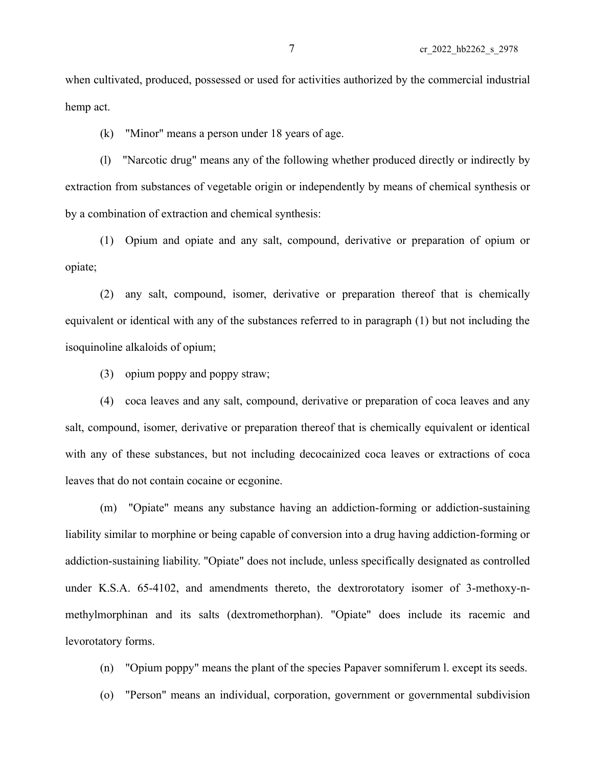when cultivated, produced, possessed or used for activities authorized by the commercial industrial hemp act.

(k) "Minor" means a person under 18 years of age.

(l) "Narcotic drug" means any of the following whether produced directly or indirectly by extraction from substances of vegetable origin or independently by means of chemical synthesis or by a combination of extraction and chemical synthesis:

(1) Opium and opiate and any salt, compound, derivative or preparation of opium or opiate;

(2) any salt, compound, isomer, derivative or preparation thereof that is chemically equivalent or identical with any of the substances referred to in paragraph (1) but not including the isoquinoline alkaloids of opium;

(3) opium poppy and poppy straw;

(4) coca leaves and any salt, compound, derivative or preparation of coca leaves and any salt, compound, isomer, derivative or preparation thereof that is chemically equivalent or identical with any of these substances, but not including decocainized coca leaves or extractions of coca leaves that do not contain cocaine or ecgonine.

(m) "Opiate" means any substance having an addiction-forming or addiction-sustaining liability similar to morphine or being capable of conversion into a drug having addiction-forming or addiction-sustaining liability. "Opiate" does not include, unless specifically designated as controlled under K.S.A. 65-4102, and amendments thereto, the dextrorotatory isomer of 3-methoxy-n-methylmorphinan and its salts (dextromethorphan). "Opiate" does include its racemic and levorotatory forms.

(n) "Opium poppy" means the plant of the species Papaver somniferum l. except its seeds.

(o) "Person" means an individual, corporation, government or governmental subdivision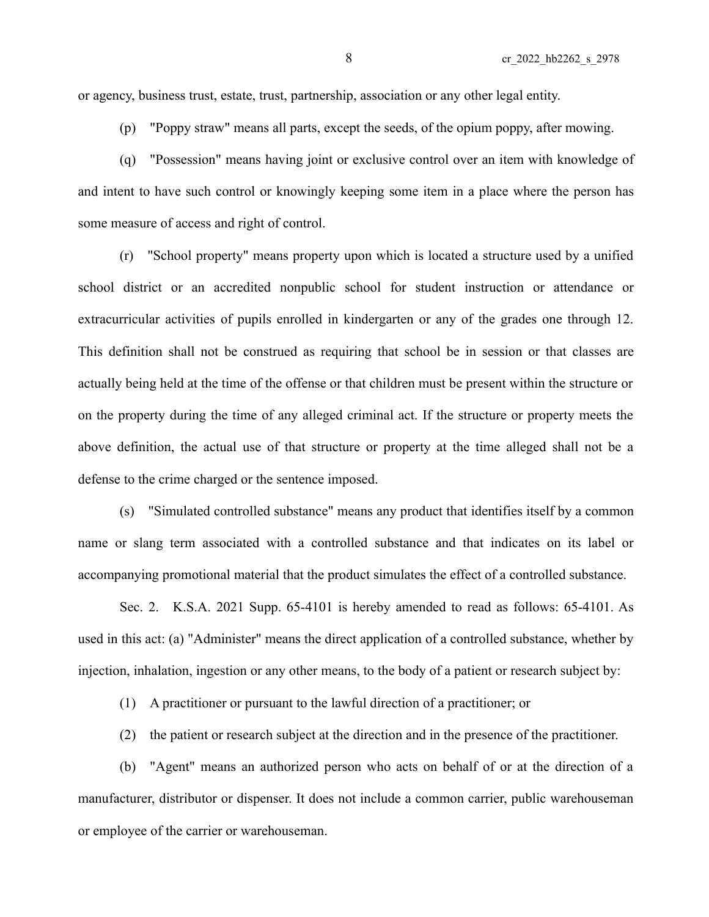or agency, business trust, estate, trust, partnership, association or any other legal entity.

(p) "Poppy straw" means all parts, except the seeds, of the opium poppy, after mowing.

(q) "Possession" means having joint or exclusive control over an item with knowledge of and intent to have such control or knowingly keeping some item in a place where the person has some measure of access and right of control.

(r) "School property" means property upon which is located a structure used by a unified school district or an accredited nonpublic school for student instruction or attendance or extracurricular activities of pupils enrolled in kindergarten or any of the grades one through 12. This definition shall not be construed as requiring that school be in session or that classes are actually being held at the time of the offense or that children must be present within the structure or on the property during the time of any alleged criminal act. If the structure or property meets the above definition, the actual use of that structure or property at the time alleged shall not be a defense to the crime charged or the sentence imposed.

(s) "Simulated controlled substance" means any product that identifies itself by a common name or slang term associated with a controlled substance and that indicates on its label or accompanying promotional material that the product simulates the effect of a controlled substance.

Sec. 2. K.S.A. 2021 Supp. 65-4101 is hereby amended to read as follows: 65-4101. As used in this act: (a) "Administer" means the direct application of a controlled substance, whether by injection, inhalation, ingestion or any other means, to the body of a patient or research subject by:

(1) A practitioner or pursuant to the lawful direction of a practitioner; or

(2) the patient or research subject at the direction and in the presence of the practitioner.

(b) "Agent" means an authorized person who acts on behalf of or at the direction of a manufacturer, distributor or dispenser. It does not include a common carrier, public warehouseman or employee of the carrier or warehouseman.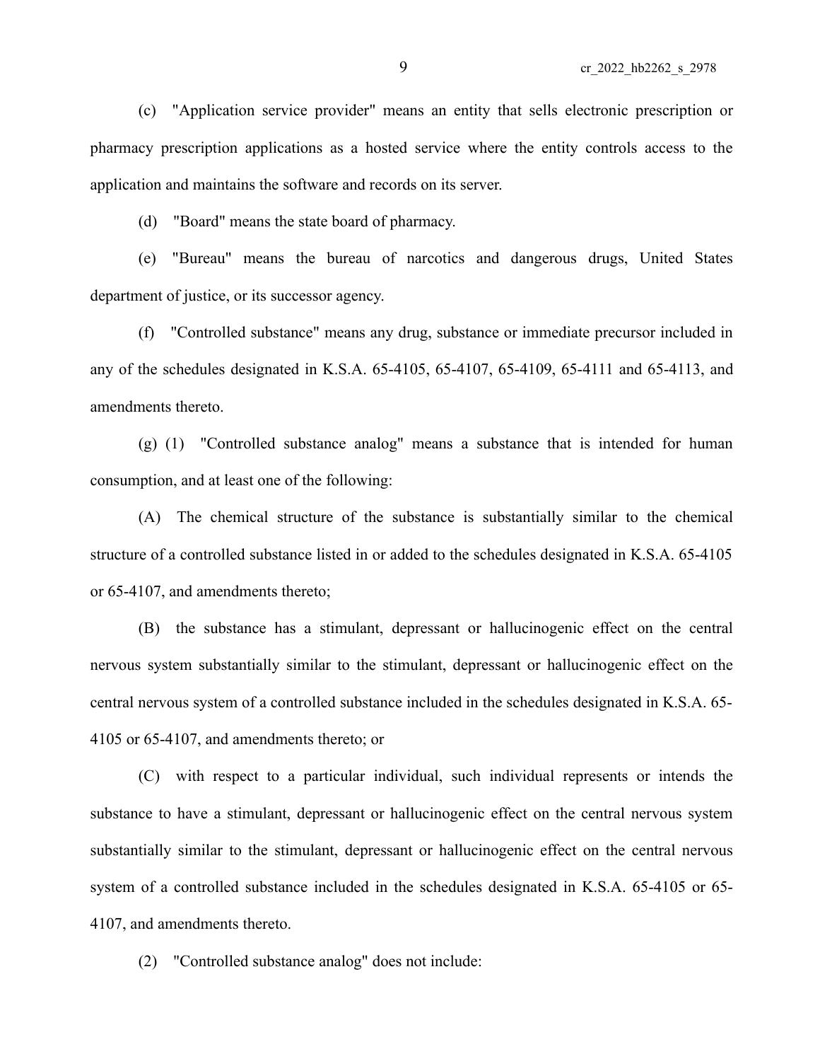(c) "Application service provider" means an entity that sells electronic prescription or pharmacy prescription applications as a hosted service where the entity controls access to the application and maintains the software and records on its server.

(d) "Board" means the state board of pharmacy.

(e) "Bureau" means the bureau of narcotics and dangerous drugs, United States department of justice, or its successor agency.

(f) "Controlled substance" means any drug, substance or immediate precursor included in any of the schedules designated in K.S.A. 65-4105, 65-4107, 65-4109, 65-4111 and 65-4113, and amendments thereto.

(g) (1) "Controlled substance analog" means a substance that is intended for human consumption, and at least one of the following:

(A) The chemical structure of the substance is substantially similar to the chemical structure of a controlled substance listed in or added to the schedules designated in K.S.A. 65-4105 or 65-4107, and amendments thereto;

(B) the substance has a stimulant, depressant or hallucinogenic effect on the central nervous system substantially similar to the stimulant, depressant or hallucinogenic effect on the central nervous system of a controlled substance included in the schedules designated in K.S.A. 65-4105 or 65-4107, and amendments thereto; or

(C) with respect to a particular individual, such individual represents or intends the substance to have a stimulant, depressant or hallucinogenic effect on the central nervous system substantially similar to the stimulant, depressant or hallucinogenic effect on the central nervous system of a controlled substance included in the schedules designated in K.S.A. 65-4105 or 65-4107, and amendments thereto.

(2) "Controlled substance analog" does not include: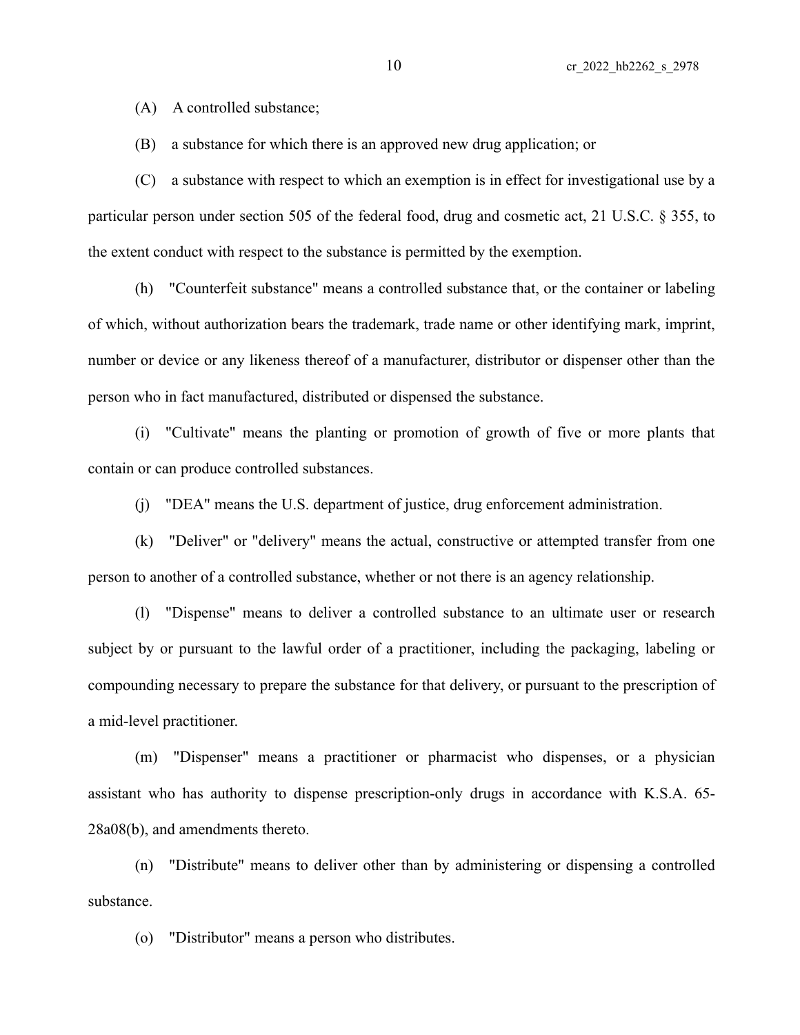(A) A controlled substance;

(B) a substance for which there is an approved new drug application; or

(C) a substance with respect to which an exemption is in effect for investigational use by a particular person under section 505 of the federal food, drug and cosmetic act, 21 U.S.C. § 355, to the extent conduct with respect to the substance is permitted by the exemption.

(h) "Counterfeit substance" means a controlled substance that, or the container or labeling of which, without authorization bears the trademark, trade name or other identifying mark, imprint, number or device or any likeness thereof of a manufacturer, distributor or dispenser other than the person who in fact manufactured, distributed or dispensed the substance.

(i) "Cultivate" means the planting or promotion of growth of five or more plants that contain or can produce controlled substances.

(j) "DEA" means the U.S. department of justice, drug enforcement administration.

(k) "Deliver" or "delivery" means the actual, constructive or attempted transfer from one person to another of a controlled substance, whether or not there is an agency relationship.

(l) "Dispense" means to deliver a controlled substance to an ultimate user or research subject by or pursuant to the lawful order of a practitioner, including the packaging, labeling or compounding necessary to prepare the substance for that delivery, or pursuant to the prescription of a mid-level practitioner.

(m) "Dispenser" means a practitioner or pharmacist who dispenses, or a physician assistant who has authority to dispense prescription-only drugs in accordance with K.S.A. 65-28a08(b), and amendments thereto.

(n) "Distribute" means to deliver other than by administering or dispensing a controlled substance.

(o) "Distributor" means a person who distributes.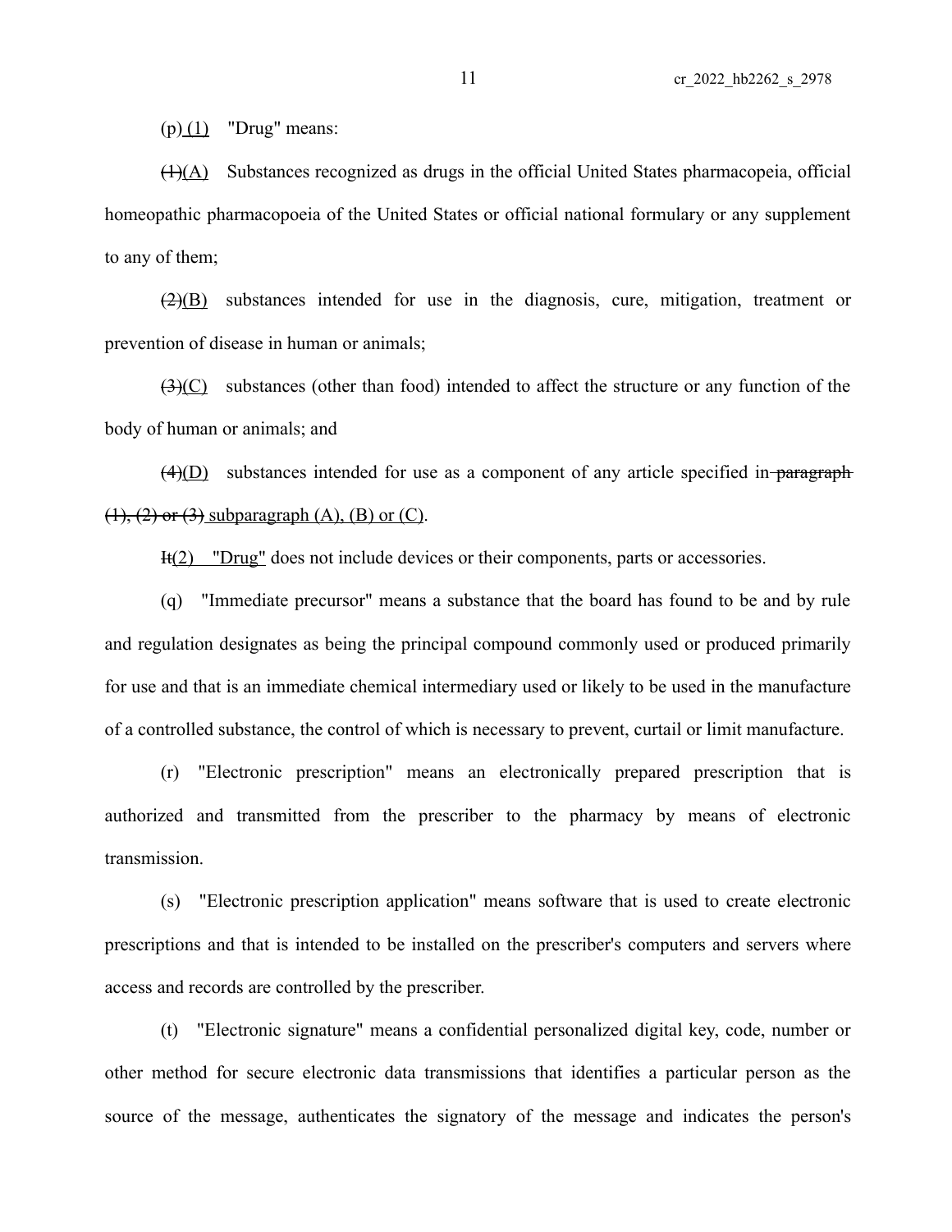(p)<u> (1)</u> "Drug" means:

~~(1)~~<u>(A)</u> Substances recognized as drugs in the official United States pharmacopeia, official homeopathic pharmacopoeia of the United States or official national formulary or any supplement to any of them;

~~(2)~~<u>(B)</u> substances intended for use in the diagnosis, cure, mitigation, treatment or prevention of disease in human or animals;

~~(3)~~<u>(C)</u> substances (other than food) intended to affect the structure or any function of the body of human or animals; and

~~(4)~~<u>(D)</u> substances intended for use as a component of any article specified in~~ paragraph (1), (2) or (3)~~<u> subparagraph (A), (B) or (C)</u>.

~~It~~<u>(2) "Drug"</u> does not include devices or their components, parts or accessories.

(q) "Immediate precursor" means a substance that the board has found to be and by rule and regulation designates as being the principal compound commonly used or produced primarily for use and that is an immediate chemical intermediary used or likely to be used in the manufacture of a controlled substance, the control of which is necessary to prevent, curtail or limit manufacture.

(r) "Electronic prescription" means an electronically prepared prescription that is authorized and transmitted from the prescriber to the pharmacy by means of electronic transmission.

(s) "Electronic prescription application" means software that is used to create electronic prescriptions and that is intended to be installed on the prescriber's computers and servers where access and records are controlled by the prescriber.

(t) "Electronic signature" means a confidential personalized digital key, code, number or other method for secure electronic data transmissions that identifies a particular person as the source of the message, authenticates the signatory of the message and indicates the person's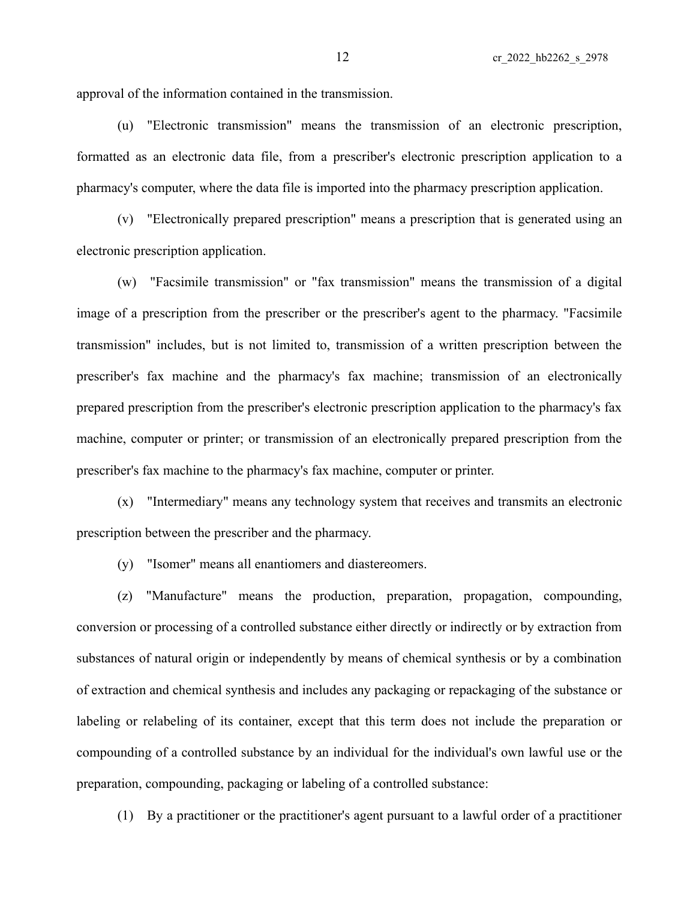approval of the information contained in the transmission.

(u) "Electronic transmission" means the transmission of an electronic prescription, formatted as an electronic data file, from a prescriber's electronic prescription application to a pharmacy's computer, where the data file is imported into the pharmacy prescription application.

(v) "Electronically prepared prescription" means a prescription that is generated using an electronic prescription application.

(w) "Facsimile transmission" or "fax transmission" means the transmission of a digital image of a prescription from the prescriber or the prescriber's agent to the pharmacy. "Facsimile transmission" includes, but is not limited to, transmission of a written prescription between the prescriber's fax machine and the pharmacy's fax machine; transmission of an electronically prepared prescription from the prescriber's electronic prescription application to the pharmacy's fax machine, computer or printer; or transmission of an electronically prepared prescription from the prescriber's fax machine to the pharmacy's fax machine, computer or printer.

(x) "Intermediary" means any technology system that receives and transmits an electronic prescription between the prescriber and the pharmacy.

(y) "Isomer" means all enantiomers and diastereomers.

(z) "Manufacture" means the production, preparation, propagation, compounding, conversion or processing of a controlled substance either directly or indirectly or by extraction from substances of natural origin or independently by means of chemical synthesis or by a combination of extraction and chemical synthesis and includes any packaging or repackaging of the substance or labeling or relabeling of its container, except that this term does not include the preparation or compounding of a controlled substance by an individual for the individual's own lawful use or the preparation, compounding, packaging or labeling of a controlled substance:

(1) By a practitioner or the practitioner's agent pursuant to a lawful order of a practitioner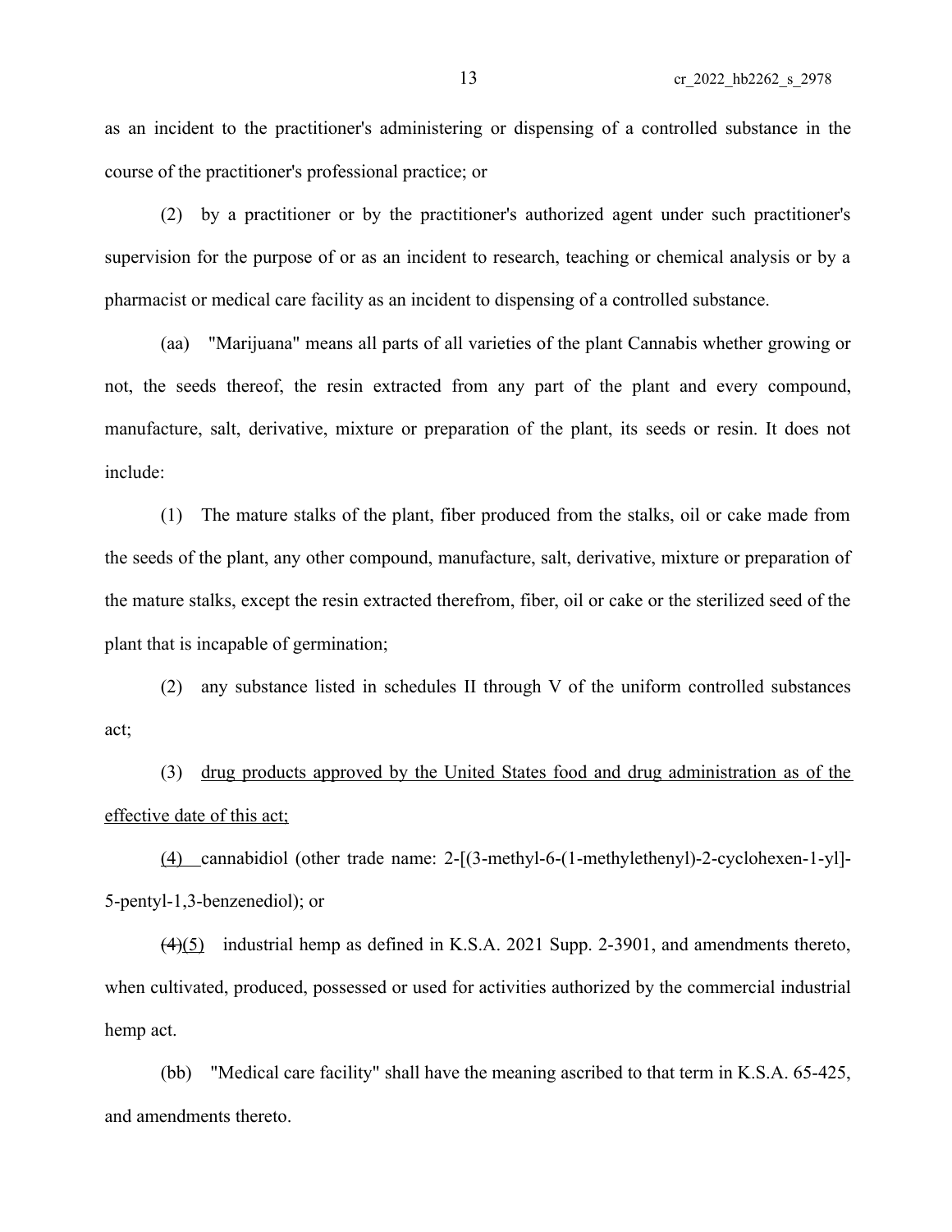as an incident to the practitioner's administering or dispensing of a controlled substance in the course of the practitioner's professional practice; or

(2) by a practitioner or by the practitioner's authorized agent under such practitioner's supervision for the purpose of or as an incident to research, teaching or chemical analysis or by a pharmacist or medical care facility as an incident to dispensing of a controlled substance.

(aa) "Marijuana" means all parts of all varieties of the plant Cannabis whether growing or not, the seeds thereof, the resin extracted from any part of the plant and every compound, manufacture, salt, derivative, mixture or preparation of the plant, its seeds or resin. It does not include:

(1) The mature stalks of the plant, fiber produced from the stalks, oil or cake made from the seeds of the plant, any other compound, manufacture, salt, derivative, mixture or preparation of the mature stalks, except the resin extracted therefrom, fiber, oil or cake or the sterilized seed of the plant that is incapable of germination;

(2) any substance listed in schedules II through V of the uniform controlled substances act;

(3) <u>drug products approved by the United States food and drug administration as of the effective date of this act;</u>

<u>(4)</u> cannabidiol (other trade name: 2-[(3-methyl-6-(1-methylethenyl)-2-cyclohexen-1-yl]-5-pentyl-1,3-benzenediol); or

~~(4)~~<u>(5)</u> industrial hemp as defined in K.S.A. 2021 Supp. 2-3901, and amendments thereto, when cultivated, produced, possessed or used for activities authorized by the commercial industrial hemp act.

(bb) "Medical care facility" shall have the meaning ascribed to that term in K.S.A. 65-425, and amendments thereto.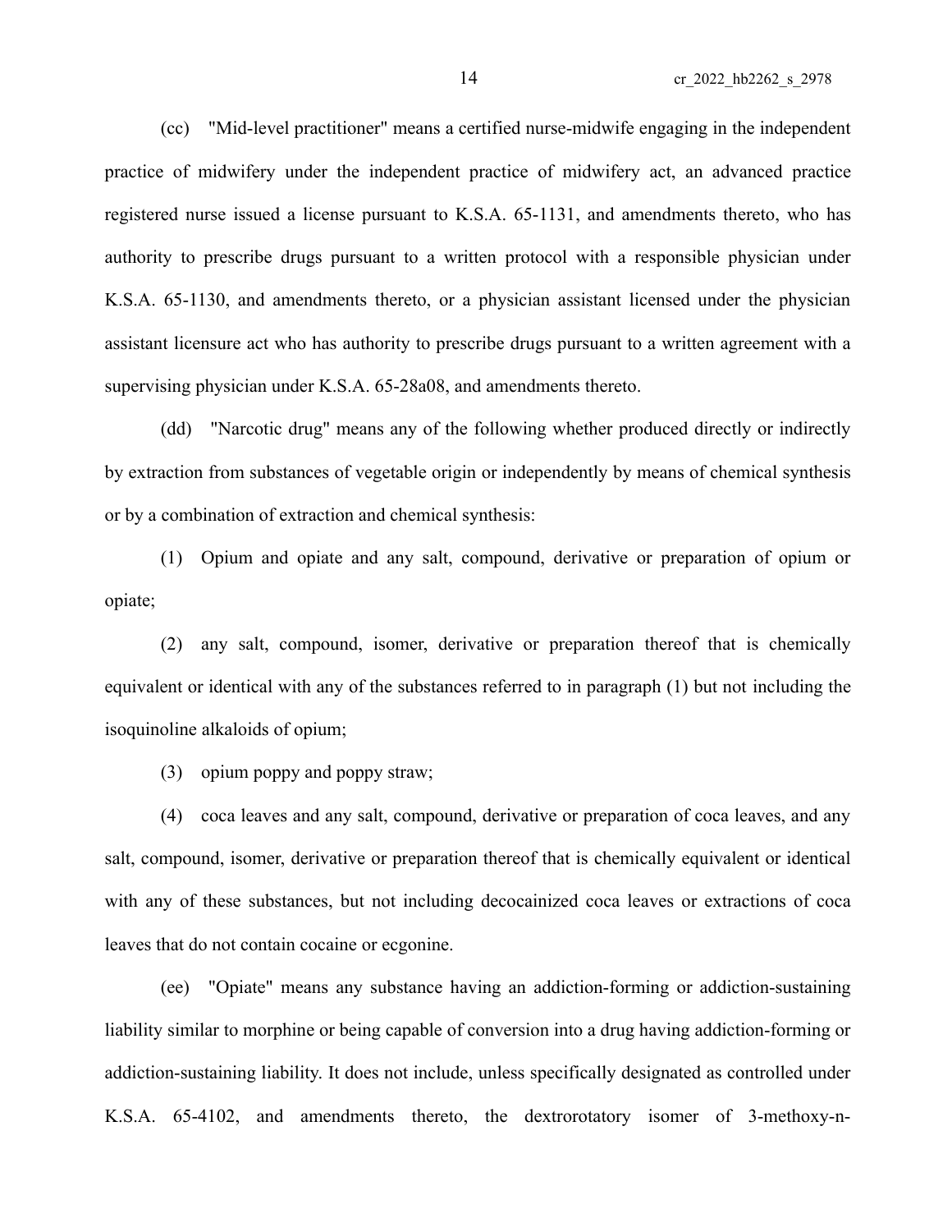(cc) "Mid-level practitioner" means a certified nurse-midwife engaging in the independent practice of midwifery under the independent practice of midwifery act, an advanced practice registered nurse issued a license pursuant to K.S.A. 65-1131, and amendments thereto, who has authority to prescribe drugs pursuant to a written protocol with a responsible physician under K.S.A. 65-1130, and amendments thereto, or a physician assistant licensed under the physician assistant licensure act who has authority to prescribe drugs pursuant to a written agreement with a supervising physician under K.S.A. 65-28a08, and amendments thereto.

(dd) "Narcotic drug" means any of the following whether produced directly or indirectly by extraction from substances of vegetable origin or independently by means of chemical synthesis or by a combination of extraction and chemical synthesis:

(1) Opium and opiate and any salt, compound, derivative or preparation of opium or opiate;

(2) any salt, compound, isomer, derivative or preparation thereof that is chemically equivalent or identical with any of the substances referred to in paragraph (1) but not including the isoquinoline alkaloids of opium;

(3) opium poppy and poppy straw;

(4) coca leaves and any salt, compound, derivative or preparation of coca leaves, and any salt, compound, isomer, derivative or preparation thereof that is chemically equivalent or identical with any of these substances, but not including decocainized coca leaves or extractions of coca leaves that do not contain cocaine or ecgonine.

(ee) "Opiate" means any substance having an addiction-forming or addiction-sustaining liability similar to morphine or being capable of conversion into a drug having addiction-forming or addiction-sustaining liability. It does not include, unless specifically designated as controlled under K.S.A. 65-4102, and amendments thereto, the dextrorotatory isomer of 3-methoxy-n-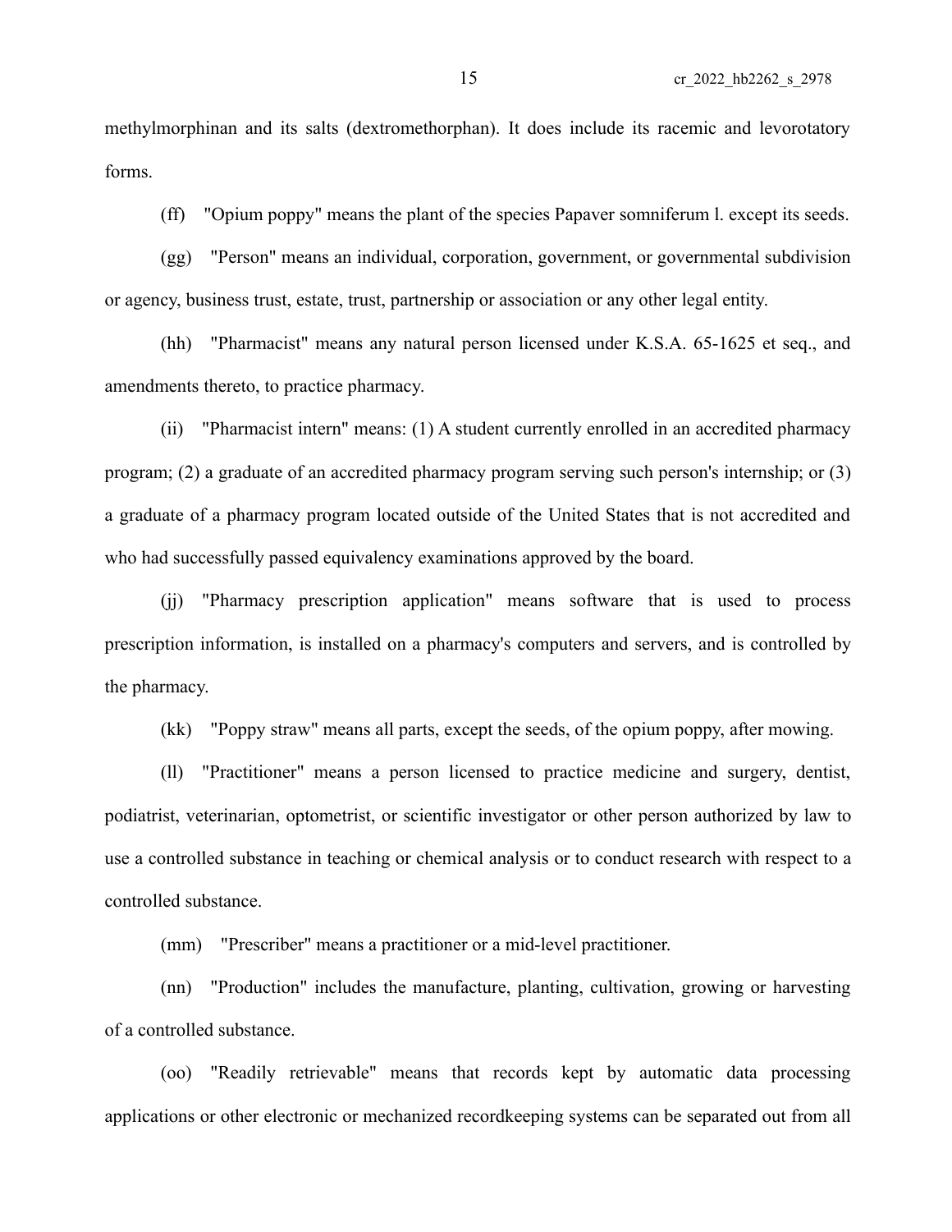methylmorphinan and its salts (dextromethorphan). It does include its racemic and levorotatory forms.

(ff) "Opium poppy" means the plant of the species Papaver somniferum l. except its seeds.

(gg) "Person" means an individual, corporation, government, or governmental subdivision or agency, business trust, estate, trust, partnership or association or any other legal entity.

(hh) "Pharmacist" means any natural person licensed under K.S.A. 65-1625 et seq., and amendments thereto, to practice pharmacy.

(ii) "Pharmacist intern" means: (1) A student currently enrolled in an accredited pharmacy program; (2) a graduate of an accredited pharmacy program serving such person's internship; or (3) a graduate of a pharmacy program located outside of the United States that is not accredited and who had successfully passed equivalency examinations approved by the board.

(jj) "Pharmacy prescription application" means software that is used to process prescription information, is installed on a pharmacy's computers and servers, and is controlled by the pharmacy.

(kk) "Poppy straw" means all parts, except the seeds, of the opium poppy, after mowing.

(ll) "Practitioner" means a person licensed to practice medicine and surgery, dentist, podiatrist, veterinarian, optometrist, or scientific investigator or other person authorized by law to use a controlled substance in teaching or chemical analysis or to conduct research with respect to a controlled substance.

(mm) "Prescriber" means a practitioner or a mid-level practitioner.

(nn) "Production" includes the manufacture, planting, cultivation, growing or harvesting of a controlled substance.

(oo) "Readily retrievable" means that records kept by automatic data processing applications or other electronic or mechanized recordkeeping systems can be separated out from all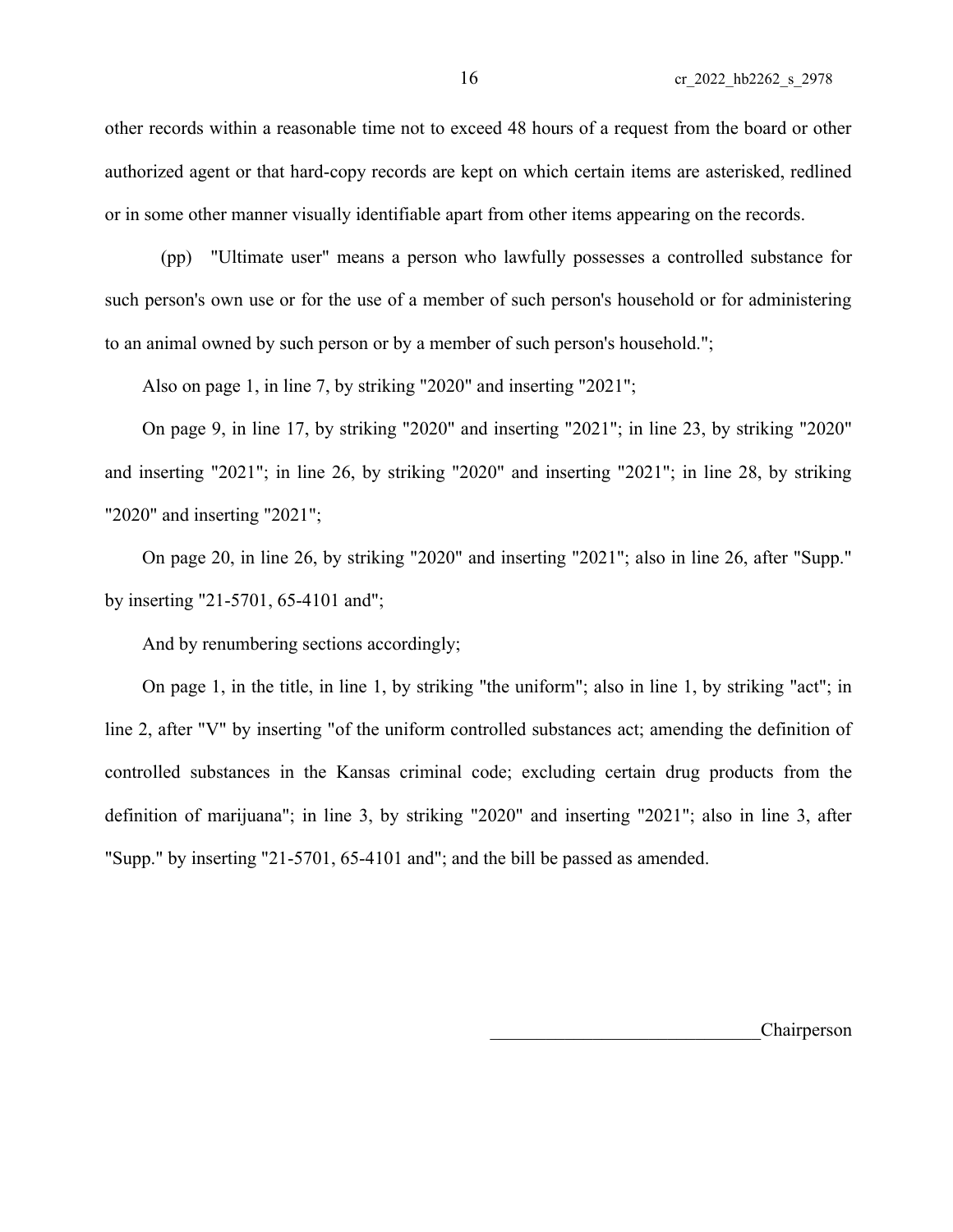other records within a reasonable time not to exceed 48 hours of a request from the board or other authorized agent or that hard-copy records are kept on which certain items are asterisked, redlined or in some other manner visually identifiable apart from other items appearing on the records.

(pp) "Ultimate user" means a person who lawfully possesses a controlled substance for such person's own use or for the use of a member of such person's household or for administering to an animal owned by such person or by a member of such person's household.";

Also on page 1, in line 7, by striking "2020" and inserting "2021";

On page 9, in line 17, by striking "2020" and inserting "2021"; in line 23, by striking "2020" and inserting "2021"; in line 26, by striking "2020" and inserting "2021"; in line 28, by striking "2020" and inserting "2021";

On page 20, in line 26, by striking "2020" and inserting "2021"; also in line 26, after "Supp." by inserting "21-5701, 65-4101 and";

And by renumbering sections accordingly;

On page 1, in the title, in line 1, by striking "the uniform"; also in line 1, by striking "act"; in line 2, after "V" by inserting "of the uniform controlled substances act; amending the definition of controlled substances in the Kansas criminal code; excluding certain drug products from the definition of marijuana"; in line 3, by striking "2020" and inserting "2021"; also in line 3, after "Supp." by inserting "21-5701, 65-4101 and"; and the bill be passed as amended.

_____________________________Chairperson